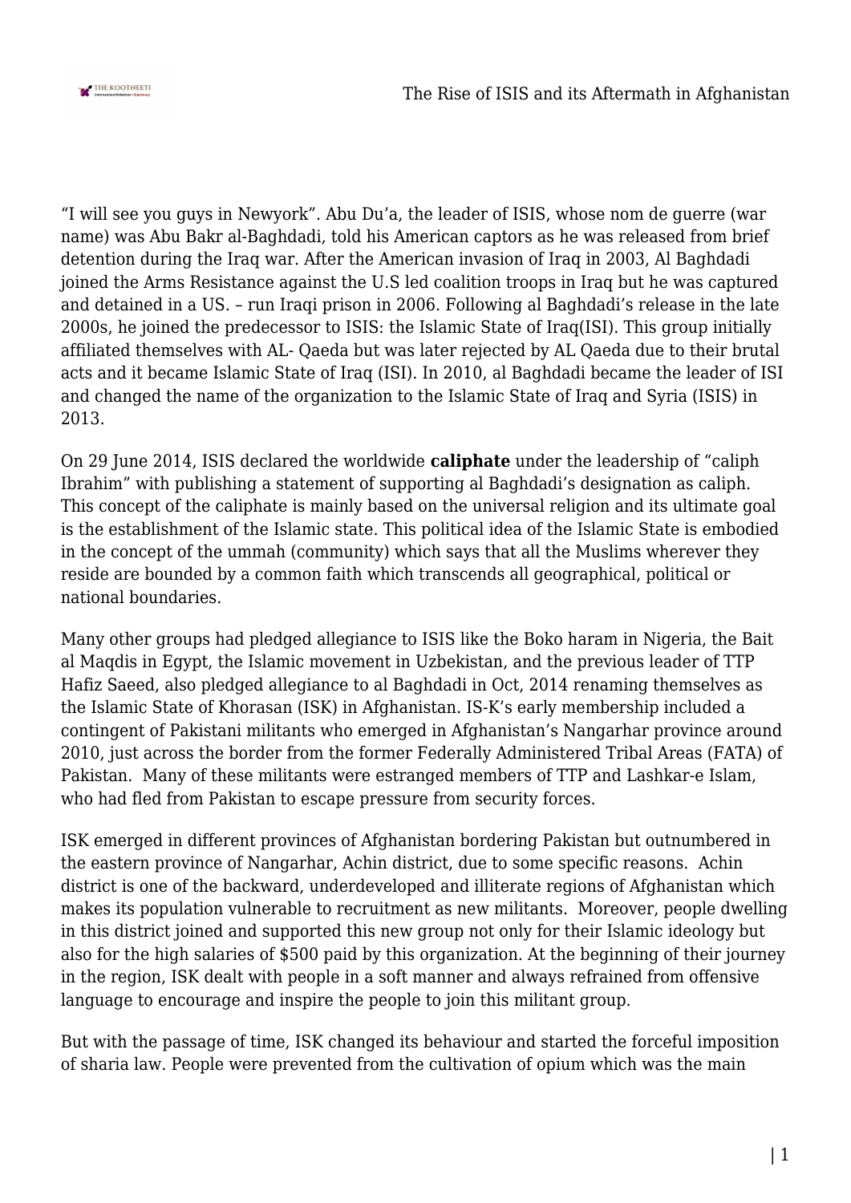“I will see you guys in Newyork”. Abu Du’a, the leader of ISIS, whose nom de guerre (war name) was Abu Bakr al-Baghdadi, told his American captors as he was released from brief detention during the Iraq war. After the American invasion of Iraq in 2003, Al Baghdadi joined the Arms Resistance against the U.S led coalition troops in Iraq but he was captured and detained in a US. – run Iraqi prison in 2006. Following al Baghdadi’s release in the late 2000s, he joined the predecessor to ISIS: the Islamic State of Iraq(ISI). This group initially affiliated themselves with AL- Qaeda but was later rejected by AL Qaeda due to their brutal acts and it became Islamic State of Iraq (ISI). In 2010, al Baghdadi became the leader of ISI and changed the name of the organization to the Islamic State of Iraq and Syria (ISIS) in 2013.

On 29 June 2014, ISIS declared the worldwide **caliphate** under the leadership of “caliph Ibrahim” with publishing a statement of supporting al Baghdadi’s designation as caliph. This concept of the caliphate is mainly based on the universal religion and its ultimate goal is the establishment of the Islamic state. This political idea of the Islamic State is embodied in the concept of the ummah (community) which says that all the Muslims wherever they reside are bounded by a common faith which transcends all geographical, political or national boundaries.

Many other groups had pledged allegiance to ISIS like the Boko haram in Nigeria, the Bait al Maqdis in Egypt, the Islamic movement in Uzbekistan, and the previous leader of TTP Hafiz Saeed, also pledged allegiance to al Baghdadi in Oct, 2014 renaming themselves as the Islamic State of Khorasan (ISK) in Afghanistan. IS-K’s early membership included a contingent of Pakistani militants who emerged in Afghanistan’s Nangarhar province around 2010, just across the border from the former Federally Administered Tribal Areas (FATA) of Pakistan. Many of these militants were estranged members of TTP and Lashkar-e Islam, who had fled from Pakistan to escape pressure from security forces.

ISK emerged in different provinces of Afghanistan bordering Pakistan but outnumbered in the eastern province of Nangarhar, Achin district, due to some specific reasons. Achin district is one of the backward, underdeveloped and illiterate regions of Afghanistan which makes its population vulnerable to recruitment as new militants. Moreover, people dwelling in this district joined and supported this new group not only for their Islamic ideology but also for the high salaries of $500 paid by this organization. At the beginning of their journey in the region, ISK dealt with people in a soft manner and always refrained from offensive language to encourage and inspire the people to join this militant group.

But with the passage of time, ISK changed its behaviour and started the forceful imposition of sharia law. People were prevented from the cultivation of opium which was the main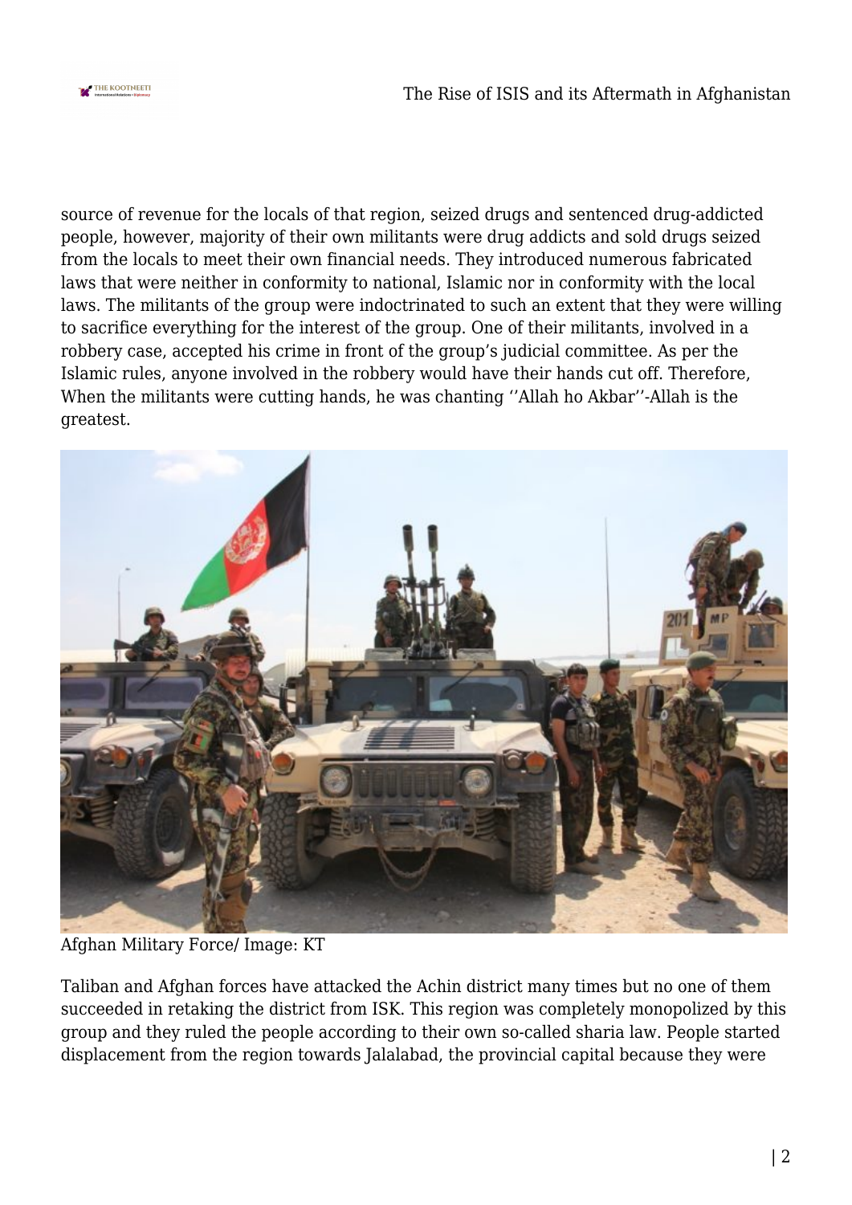source of revenue for the locals of that region, seized drugs and sentenced drug-addicted people, however, majority of their own militants were drug addicts and sold drugs seized from the locals to meet their own financial needs. They introduced numerous fabricated laws that were neither in conformity to national, Islamic nor in conformity with the local laws. The militants of the group were indoctrinated to such an extent that they were willing to sacrifice everything for the interest of the group. One of their militants, involved in a robbery case, accepted his crime in front of the group's judicial committee. As per the Islamic rules, anyone involved in the robbery would have their hands cut off. Therefore, When the militants were cutting hands, he was chanting ''Allah ho Akbar''-Allah is the greatest.

Afghan Military Force/ Image: KT

Taliban and Afghan forces have attacked the Achin district many times but no one of them succeeded in retaking the district from ISK. This region was completely monopolized by this group and they ruled the people according to their own so-called sharia law. People started displacement from the region towards Jalalabad, the provincial capital because they were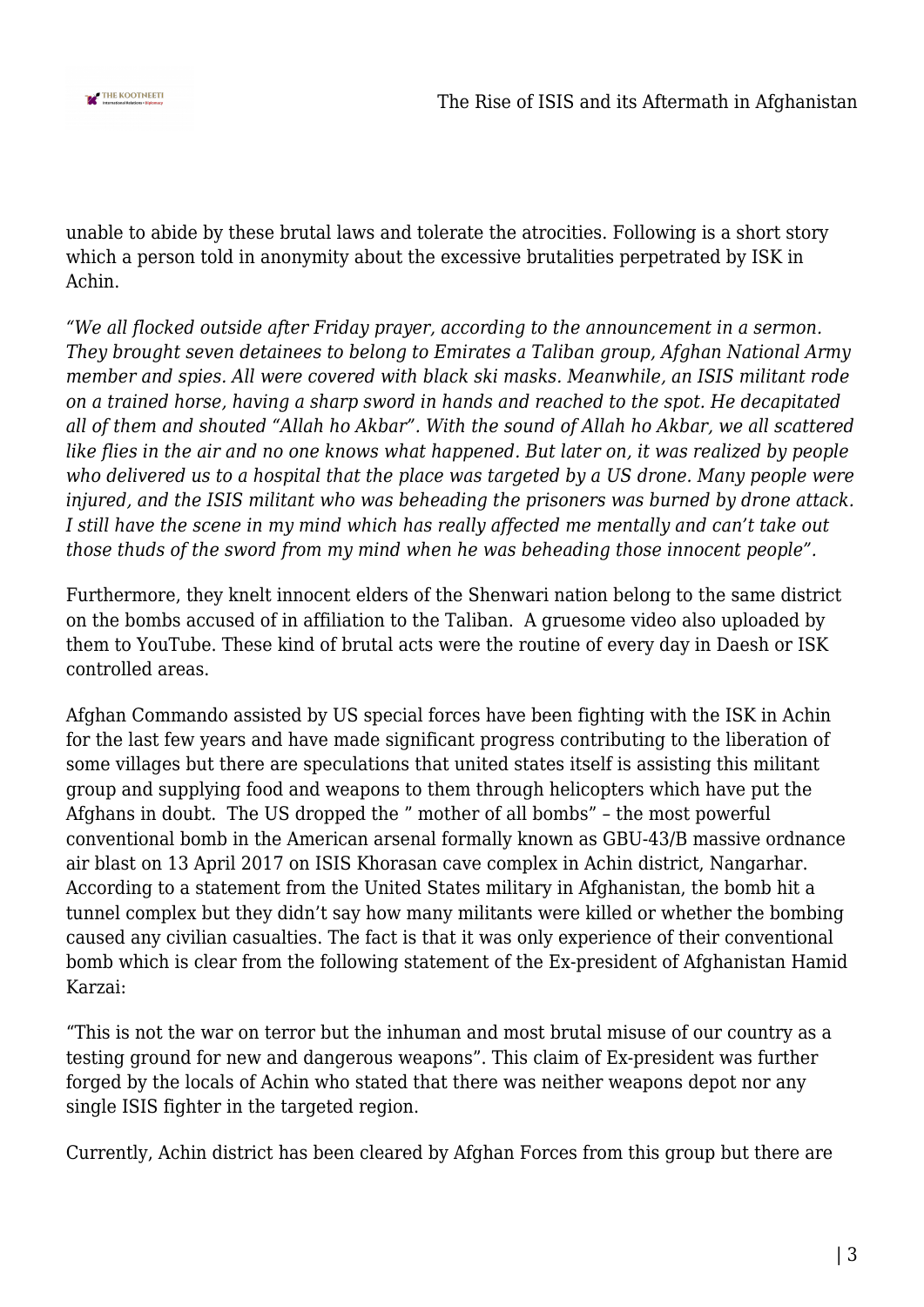unable to abide by these brutal laws and tolerate the atrocities. Following is a short story which a person told in anonymity about the excessive brutalities perpetrated by ISK in Achin.

*"We all flocked outside after Friday prayer, according to the announcement in a sermon. They brought seven detainees to belong to Emirates a Taliban group, Afghan National Army member and spies. All were covered with black ski masks. Meanwhile, an ISIS militant rode on a trained horse, having a sharp sword in hands and reached to the spot. He decapitated all of them and shouted "Allah ho Akbar". With the sound of Allah ho Akbar, we all scattered like flies in the air and no one knows what happened. But later on, it was realized by people who delivered us to a hospital that the place was targeted by a US drone. Many people were injured, and the ISIS militant who was beheading the prisoners was burned by drone attack. I still have the scene in my mind which has really affected me mentally and can't take out those thuds of the sword from my mind when he was beheading those innocent people".*

Furthermore, they knelt innocent elders of the Shenwari nation belong to the same district on the bombs accused of in affiliation to the Taliban. A gruesome video also uploaded by them to YouTube. These kind of brutal acts were the routine of every day in Daesh or ISK controlled areas.

Afghan Commando assisted by US special forces have been fighting with the ISK in Achin for the last few years and have made significant progress contributing to the liberation of some villages but there are speculations that united states itself is assisting this militant group and supplying food and weapons to them through helicopters which have put the Afghans in doubt. The US dropped the " mother of all bombs" – the most powerful conventional bomb in the American arsenal formally known as GBU-43/B massive ordnance air blast on 13 April 2017 on ISIS Khorasan cave complex in Achin district, Nangarhar. According to a statement from the United States military in Afghanistan, the bomb hit a tunnel complex but they didn't say how many militants were killed or whether the bombing caused any civilian casualties. The fact is that it was only experience of their conventional bomb which is clear from the following statement of the Ex-president of Afghanistan Hamid Karzai:

"This is not the war on terror but the inhuman and most brutal misuse of our country as a testing ground for new and dangerous weapons". This claim of Ex-president was further forged by the locals of Achin who stated that there was neither weapons depot nor any single ISIS fighter in the targeted region.

Currently, Achin district has been cleared by Afghan Forces from this group but there are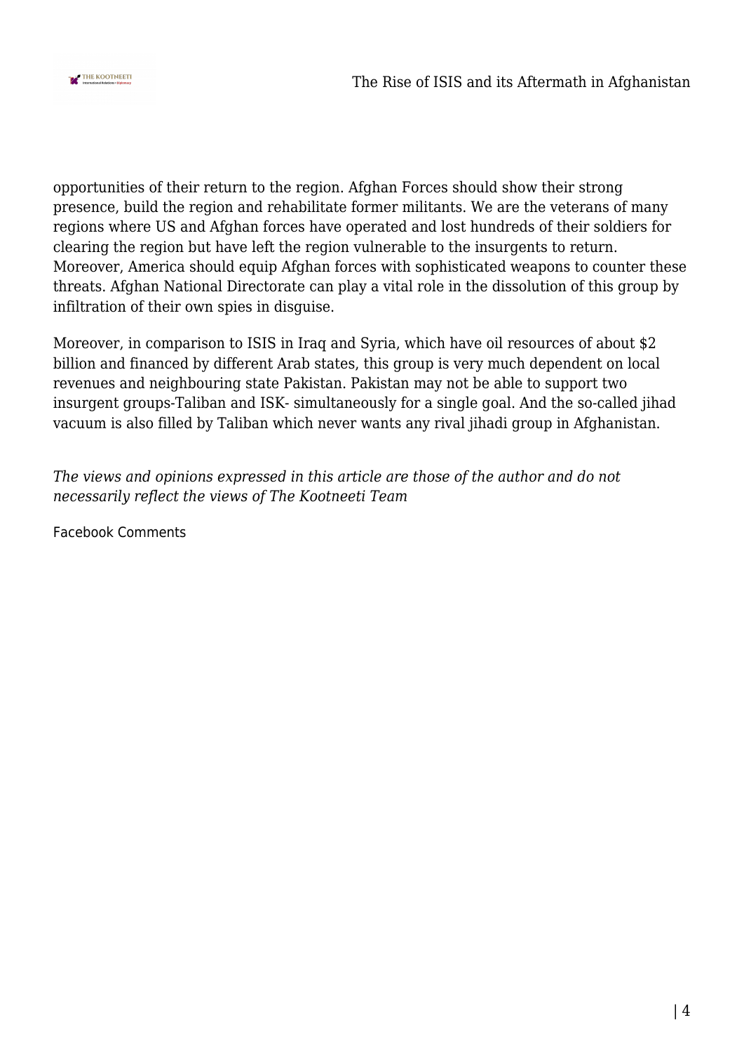opportunities of their return to the region. Afghan Forces should show their strong presence, build the region and rehabilitate former militants. We are the veterans of many regions where US and Afghan forces have operated and lost hundreds of their soldiers for clearing the region but have left the region vulnerable to the insurgents to return. Moreover, America should equip Afghan forces with sophisticated weapons to counter these threats. Afghan National Directorate can play a vital role in the dissolution of this group by infiltration of their own spies in disguise.

Moreover, in comparison to ISIS in Iraq and Syria, which have oil resources of about $2 billion and financed by different Arab states, this group is very much dependent on local revenues and neighbouring state Pakistan. Pakistan may not be able to support two insurgent groups-Taliban and ISK- simultaneously for a single goal. And the so-called jihad vacuum is also filled by Taliban which never wants any rival jihadi group in Afghanistan.

*The views and opinions expressed in this article are those of the author and do not necessarily reflect the views of The Kootneeti Team*

Facebook Comments